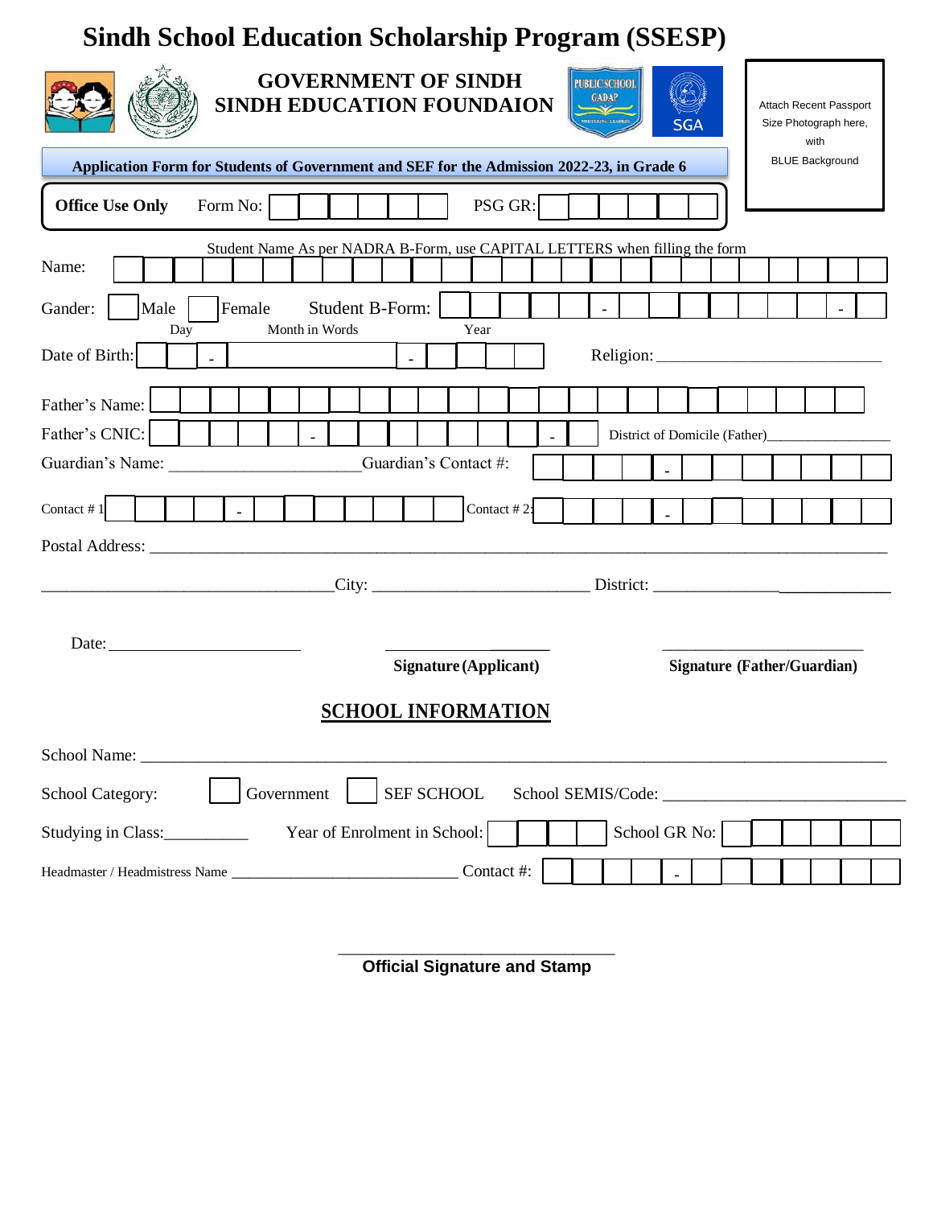# Sindh School Education Scholarship Program (SSESP)

**GOVERNMENT OF SINDH**
**SINDH EDUCATION FOUNDAION**

PUBLIC SCHOOL GADAP

SGA

Attach Recent Passport Size Photograph here, with BLUE Background

**Application Form for Students of Government and SEF for the Admission 2022-23, in Grade 6**

**Office Use Only** Form No: ______ PSG GR: ______

Student Name As per NADRA B-Form, use CAPITAL LETTERS when filling the form

Name: ____________________

Gander: ☐ Male ☐ Female Student B-Form: _____ - _______ - _

Date of Birth: ___ (Day) - ________ (Month in Words) - ____ (Year) Religion: ____________________

Father's Name: ____________________

Father's CNIC: _____ - _______ - _ District of Domicile (Father)________________

Guardian's Name: ______________________ Guardian's Contact #: ____ - _______

Contact # 1 ____ - _______ Contact # 2: ____ - _______

Postal Address: ______________________________________________________________________________

___________________________________City: _________________________ District: ___________________________

Date: _______________________

_______________ **Signature (Applicant)**

_______________________ **Signature (Father/Guardian)**

## SCHOOL INFORMATION

School Name: ______________________________________________________________________________

School Category: ☐ Government ☐ SEF SCHOOL School SEMIS/Code: ____________________________

Studying in Class:__________ Year of Enrolment in School: ____ School GR No: ______

Headmaster / Headmistress Name ______________________________ Contact #: ____ - _______

_________________________________
**Official Signature and Stamp**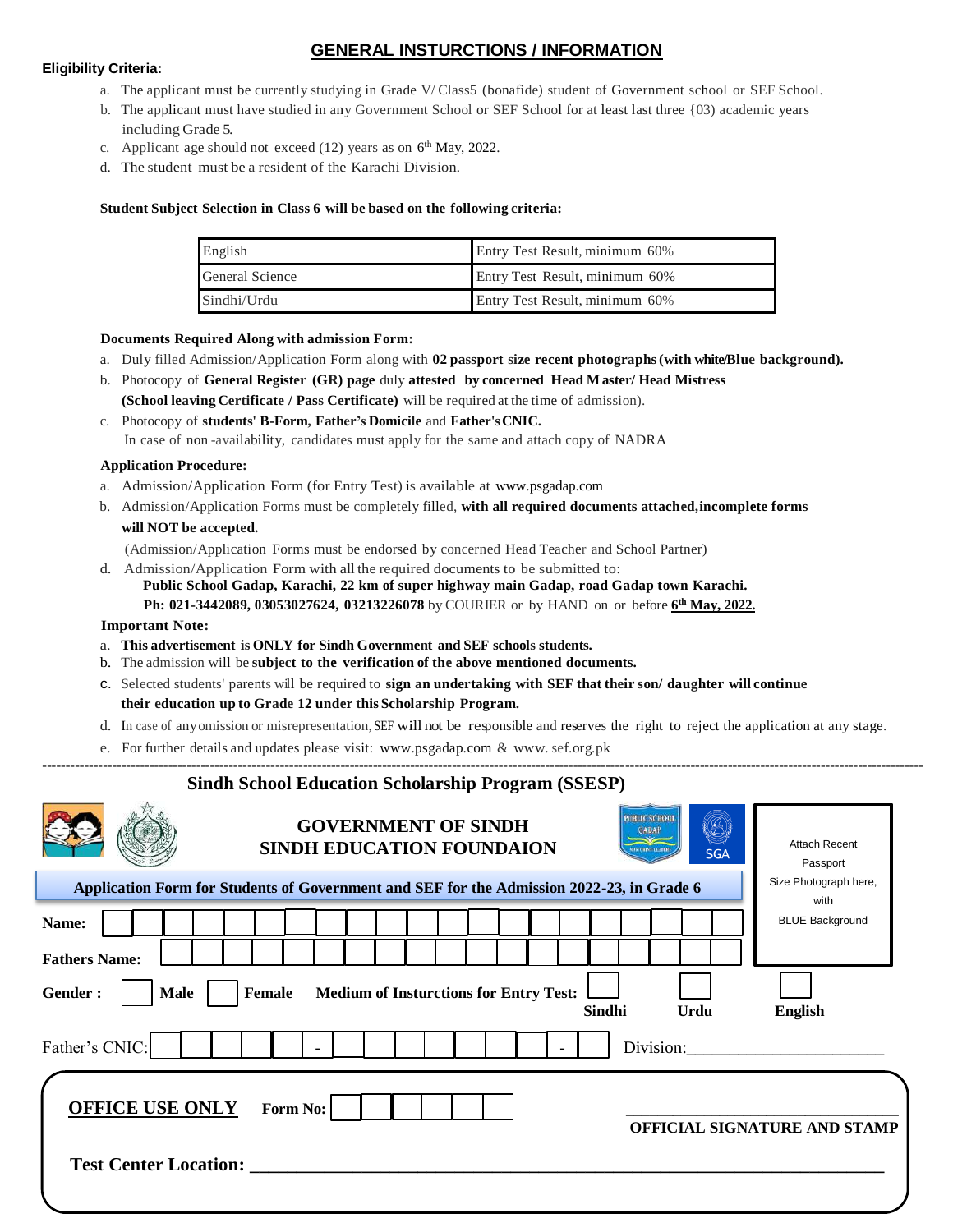## GENERAL INSTURCTIONS / INFORMATION

**Eligibility Criteria:**

a. The applicant must be currently studying in Grade V/ Class5 (bonafide) student of Government school or SEF School.
b. The applicant must have studied in any Government School or SEF School for at least last three {03) academic years including Grade 5.
c. Applicant age should not exceed (12) years as on 6th May, 2022.
d. The student must be a resident of the Karachi Division.

**Student Subject Selection in Class 6 will be based on the following criteria:**

| | |
|---|---|
| English | Entry Test Result, minimum 60% |
| General Science | Entry Test Result, minimum 60% |
| Sindhi/Urdu | Entry Test Result, minimum 60% |

**Documents Required Along with admission Form:**

a. Duly filled Admission/Application Form along with **02 passport size recent photographs (with white/Blue background).**
b. Photocopy of **General Register (GR) page** duly **attested by concerned Head Master/ Head Mistress (School leaving Certificate / Pass Certificate)** will be required at the time of admission).
c. Photocopy of **students' B-Form, Father's Domicile** and **Father's CNIC.**
In case of non -availability, candidates must apply for the same and attach copy of NADRA

**Application Procedure:**

a. Admission/Application Form (for Entry Test) is available at www.psgadap.com
b. Admission/Application Forms must be completely filled, **with all required documents attached, incomplete forms will NOT be accepted.**
(Admission/Application Forms must be endorsed by concerned Head Teacher and School Partner)
d. Admission/Application Form with all the required documents to be submitted to:
**Public School Gadap, Karachi, 22 km of super highway main Gadap, road Gadap town Karachi.**
**Ph: 021-3442089, 03053027624, 03213226078** by COURIER or by HAND on or before **6th May, 2022.**

**Important Note:**

a. **This advertisement is ONLY for Sindh Government and SEF schools students.**
b. The admission will be **subject to the verification of the above mentioned documents.**
c. Selected students' parents will be required to **sign an undertaking with SEF that their son/ daughter will continue their education up to Grade 12 under this Scholarship Program.**
d. In case of any omission or misrepresentation, SEF will not be responsible and reserves the right to reject the application at any stage.
e. For further details and updates please visit: www.psgadap.com & www. sef.org.pk

---

## Sindh School Education Scholarship Program (SSESP)

### GOVERNMENT OF SINDH
### SINDH EDUCATION FOUNDAION

PUBLIC SCHOOL GADAP

SGA

Attach Recent Passport Size Photograph here, with BLUE Background

**Application Form for Students of Government and SEF for the Admission 2022-23, in Grade 6**

**Name:** ______________________

**Fathers Name:** ______________________

**Gender :** ☐ **Male** ☐ **Female** **Medium of Insturctions for Entry Test:** ☐ **Sindhi** ☐ **Urdu** ☐ **English**

Father's CNIC: _____ - _______ - _ Division:______________________

**OFFICE USE ONLY** **Form No:** ______

______________________
**OFFICIAL SIGNATURE AND STAMP**

**Test Center Location:** ______________________